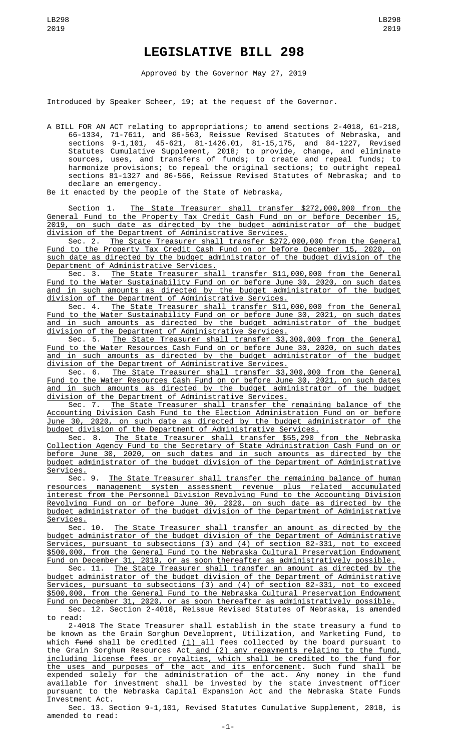# LEGISLATIVE BILL 298

Approved by the Governor May 27, 2019

Introduced by Speaker Scheer, 19; at the request of the Governor.

A BILL FOR AN ACT relating to appropriations; to amend sections 2-4018, 61-218, 66-1334, 71-7611, and 86-563, Reissue Revised Statutes of Nebraska, and sections 9-1,101, 45-621, 81-1426.01, 81-15,175, and 84-1227, Revised Statutes Cumulative Supplement, 2018; to provide, change, and eliminate sources, uses, and transfers of funds; to create and repeal funds; to harmonize provisions; to repeal the original sections; to outright repeal sections 81-1327 and 86-566, Reissue Revised Statutes of Nebraska; and to declare an emergency.

Be it enacted by the people of the State of Nebraska,

Section 1. The State Treasurer shall transfer $272,000,000 from the General Fund to the Property Tax Credit Cash Fund on or before December 15, 2019, on such date as directed by the budget administrator of the budget division of the Department of Administrative Services.

Sec. 2. The State Treasurer shall transfer $272,000,000 from the General Fund to the Property Tax Credit Cash Fund on or before December 15, 2020, on such date as directed by the budget administrator of the budget division of the Department of Administrative Services.

Sec. 3. The State Treasurer shall transfer $11,000,000 from the General Fund to the Water Sustainability Fund on or before June 30, 2020, on such dates and in such amounts as directed by the budget administrator of the budget division of the Department of Administrative Services.

Sec. 4. The State Treasurer shall transfer $11,000,000 from the General Fund to the Water Sustainability Fund on or before June 30, 2021, on such dates and in such amounts as directed by the budget administrator of the budget division of the Department of Administrative Services.

Sec. 5. The State Treasurer shall transfer $3,300,000 from the General Fund to the Water Resources Cash Fund on or before June 30, 2020, on such dates and in such amounts as directed by the budget administrator of the budget division of the Department of Administrative Services.

Sec. 6. The State Treasurer shall transfer $3,300,000 from the General Fund to the Water Resources Cash Fund on or before June 30, 2021, on such dates and in such amounts as directed by the budget administrator of the budget division of the Department of Administrative Services.

Sec. 7. The State Treasurer shall transfer the remaining balance of the Accounting Division Cash Fund to the Election Administration Fund on or before June 30, 2020, on such date as directed by the budget administrator of the budget division of the Department of Administrative Services.

Sec. 8. The State Treasurer shall transfer $55,290 from the Nebraska Collection Agency Fund to the Secretary of State Administration Cash Fund on or before June 30, 2020, on such dates and in such amounts as directed by the budget administrator of the budget division of the Department of Administrative Services.

Sec. 9. The State Treasurer shall transfer the remaining balance of human resources management system assessment revenue plus related accumulated interest from the Personnel Division Revolving Fund to the Accounting Division Revolving Fund on or before June 30, 2020, on such date as directed by the budget administrator of the budget division of the Department of Administrative Services.

Sec. 10. The State Treasurer shall transfer an amount as directed by the budget administrator of the budget division of the Department of Administrative Services, pursuant to subsections (3) and (4) of section 82-331, not to exceed $500,000, from the General Fund to the Nebraska Cultural Preservation Endowment Fund on December 31, 2019, or as soon thereafter as administratively possible.

Sec. 11. The State Treasurer shall transfer an amount as directed by the budget administrator of the budget division of the Department of Administrative Services, pursuant to subsections (3) and (4) of section 82-331, not to exceed $500,000, from the General Fund to the Nebraska Cultural Preservation Endowment Fund on December 31, 2020, or as soon thereafter as administratively possible.

Sec. 12. Section 2-4018, Reissue Revised Statutes of Nebraska, is amended to read:

2-4018 The State Treasurer shall establish in the state treasury a fund to be known as the Grain Sorghum Development, Utilization, and Marketing Fund, to which ~~fund~~ shall be credited (1) all fees collected by the board pursuant to the Grain Sorghum Resources Act and (2) any repayments relating to the fund, including license fees or royalties, which shall be credited to the fund for the uses and purposes of the act and its enforcement. Such fund shall be expended solely for the administration of the act. Any money in the fund available for investment shall be invested by the state investment officer pursuant to the Nebraska Capital Expansion Act and the Nebraska State Funds Investment Act.

Sec. 13. Section 9-1,101, Revised Statutes Cumulative Supplement, 2018, is amended to read: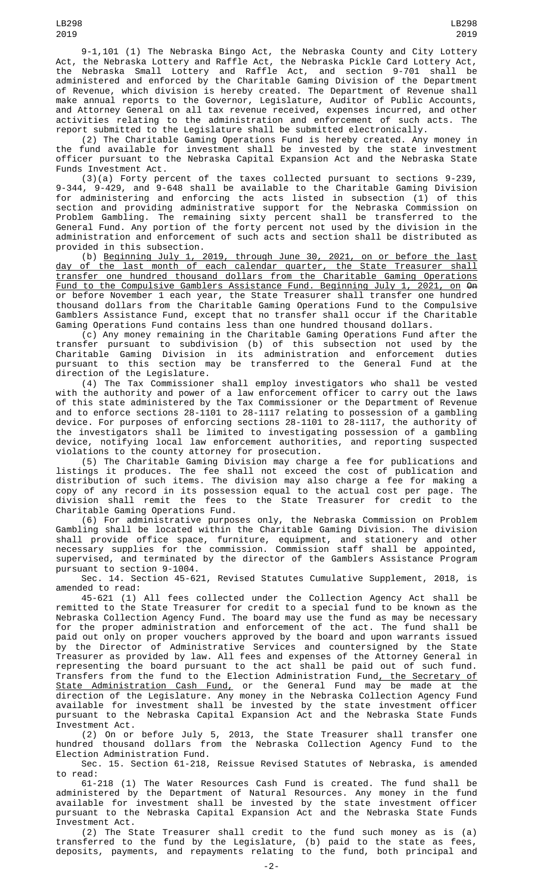9-1,101 (1) The Nebraska Bingo Act, the Nebraska County and City Lottery Act, the Nebraska Lottery and Raffle Act, the Nebraska Pickle Card Lottery Act, the Nebraska Small Lottery and Raffle Act, and section 9-701 shall be administered and enforced by the Charitable Gaming Division of the Department of Revenue, which division is hereby created. The Department of Revenue shall make annual reports to the Governor, Legislature, Auditor of Public Accounts, and Attorney General on all tax revenue received, expenses incurred, and other activities relating to the administration and enforcement of such acts. The report submitted to the Legislature shall be submitted electronically.

(2) The Charitable Gaming Operations Fund is hereby created. Any money in the fund available for investment shall be invested by the state investment officer pursuant to the Nebraska Capital Expansion Act and the Nebraska State Funds Investment Act.

(3)(a) Forty percent of the taxes collected pursuant to sections 9-239, 9-344, 9-429, and 9-648 shall be available to the Charitable Gaming Division for administering and enforcing the acts listed in subsection (1) of this section and providing administrative support for the Nebraska Commission on Problem Gambling. The remaining sixty percent shall be transferred to the General Fund. Any portion of the forty percent not used by the division in the administration and enforcement of such acts and section shall be distributed as provided in this subsection.

(b) Beginning July 1, 2019, through June 30, 2021, on or before the last day of the last month of each calendar quarter, the State Treasurer shall transfer one hundred thousand dollars from the Charitable Gaming Operations Fund to the Compulsive Gamblers Assistance Fund. Beginning July 1, 2021, on ~~On~~ or before November 1 each year, the State Treasurer shall transfer one hundred thousand dollars from the Charitable Gaming Operations Fund to the Compulsive Gamblers Assistance Fund, except that no transfer shall occur if the Charitable Gaming Operations Fund contains less than one hundred thousand dollars.

(c) Any money remaining in the Charitable Gaming Operations Fund after the transfer pursuant to subdivision (b) of this subsection not used by the Charitable Gaming Division in its administration and enforcement duties pursuant to this section may be transferred to the General Fund at the direction of the Legislature.

(4) The Tax Commissioner shall employ investigators who shall be vested with the authority and power of a law enforcement officer to carry out the laws of this state administered by the Tax Commissioner or the Department of Revenue and to enforce sections 28-1101 to 28-1117 relating to possession of a gambling device. For purposes of enforcing sections 28-1101 to 28-1117, the authority of the investigators shall be limited to investigating possession of a gambling device, notifying local law enforcement authorities, and reporting suspected violations to the county attorney for prosecution.

(5) The Charitable Gaming Division may charge a fee for publications and listings it produces. The fee shall not exceed the cost of publication and distribution of such items. The division may also charge a fee for making a copy of any record in its possession equal to the actual cost per page. The division shall remit the fees to the State Treasurer for credit to the Charitable Gaming Operations Fund.

(6) For administrative purposes only, the Nebraska Commission on Problem Gambling shall be located within the Charitable Gaming Division. The division shall provide office space, furniture, equipment, and stationery and other necessary supplies for the commission. Commission staff shall be appointed, supervised, and terminated by the director of the Gamblers Assistance Program pursuant to section 9-1004.

Sec. 14. Section 45-621, Revised Statutes Cumulative Supplement, 2018, is amended to read:

45-621 (1) All fees collected under the Collection Agency Act shall be remitted to the State Treasurer for credit to a special fund to be known as the Nebraska Collection Agency Fund. The board may use the fund as may be necessary for the proper administration and enforcement of the act. The fund shall be paid out only on proper vouchers approved by the board and upon warrants issued by the Director of Administrative Services and countersigned by the State Treasurer as provided by law. All fees and expenses of the Attorney General in representing the board pursuant to the act shall be paid out of such fund. Transfers from the fund to the Election Administration Fund, the Secretary of State Administration Cash Fund, or the General Fund may be made at the direction of the Legislature. Any money in the Nebraska Collection Agency Fund available for investment shall be invested by the state investment officer pursuant to the Nebraska Capital Expansion Act and the Nebraska State Funds Investment Act.

(2) On or before July 5, 2013, the State Treasurer shall transfer one hundred thousand dollars from the Nebraska Collection Agency Fund to the Election Administration Fund.

Sec. 15. Section 61-218, Reissue Revised Statutes of Nebraska, is amended to read:

61-218 (1) The Water Resources Cash Fund is created. The fund shall be administered by the Department of Natural Resources. Any money in the fund available for investment shall be invested by the state investment officer pursuant to the Nebraska Capital Expansion Act and the Nebraska State Funds Investment Act.

(2) The State Treasurer shall credit to the fund such money as is (a) transferred to the fund by the Legislature, (b) paid to the state as fees, deposits, payments, and repayments relating to the fund, both principal and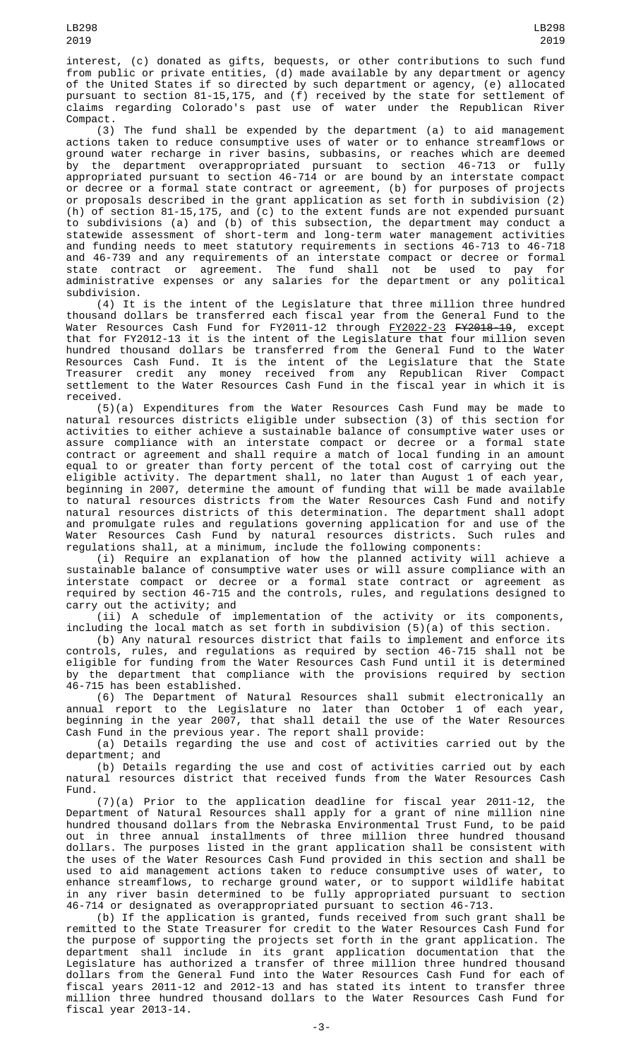interest, (c) donated as gifts, bequests, or other contributions to such fund from public or private entities, (d) made available by any department or agency of the United States if so directed by such department or agency, (e) allocated pursuant to section 81-15,175, and (f) received by the state for settlement of claims regarding Colorado's past use of water under the Republican River Compact.

(3) The fund shall be expended by the department (a) to aid management actions taken to reduce consumptive uses of water or to enhance streamflows or ground water recharge in river basins, subbasins, or reaches which are deemed by the department overappropriated pursuant to section 46-713 or fully appropriated pursuant to section 46-714 or are bound by an interstate compact or decree or a formal state contract or agreement, (b) for purposes of projects or proposals described in the grant application as set forth in subdivision (2)(h) of section 81-15,175, and (c) to the extent funds are not expended pursuant to subdivisions (a) and (b) of this subsection, the department may conduct a statewide assessment of short-term and long-term water management activities and funding needs to meet statutory requirements in sections 46-713 to 46-718 and 46-739 and any requirements of an interstate compact or decree or formal state contract or agreement. The fund shall not be used to pay for administrative expenses or any salaries for the department or any political subdivision.

(4) It is the intent of the Legislature that three million three hundred thousand dollars be transferred each fiscal year from the General Fund to the Water Resources Cash Fund for FY2011-12 through FY2022-23 ~~FY2018-19~~, except that for FY2012-13 it is the intent of the Legislature that four million seven hundred thousand dollars be transferred from the General Fund to the Water Resources Cash Fund. It is the intent of the Legislature that the State Treasurer credit any money received from any Republican River Compact settlement to the Water Resources Cash Fund in the fiscal year in which it is received.

(5)(a) Expenditures from the Water Resources Cash Fund may be made to natural resources districts eligible under subsection (3) of this section for activities to either achieve a sustainable balance of consumptive water uses or assure compliance with an interstate compact or decree or a formal state contract or agreement and shall require a match of local funding in an amount equal to or greater than forty percent of the total cost of carrying out the eligible activity. The department shall, no later than August 1 of each year, beginning in 2007, determine the amount of funding that will be made available to natural resources districts from the Water Resources Cash Fund and notify natural resources districts of this determination. The department shall adopt and promulgate rules and regulations governing application for and use of the Water Resources Cash Fund by natural resources districts. Such rules and regulations shall, at a minimum, include the following components:

(i) Require an explanation of how the planned activity will achieve a sustainable balance of consumptive water uses or will assure compliance with an interstate compact or decree or a formal state contract or agreement as required by section 46-715 and the controls, rules, and regulations designed to carry out the activity; and

(ii) A schedule of implementation of the activity or its components, including the local match as set forth in subdivision (5)(a) of this section.

(b) Any natural resources district that fails to implement and enforce its controls, rules, and regulations as required by section 46-715 shall not be eligible for funding from the Water Resources Cash Fund until it is determined by the department that compliance with the provisions required by section 46-715 has been established.

(6) The Department of Natural Resources shall submit electronically an annual report to the Legislature no later than October 1 of each year, beginning in the year 2007, that shall detail the use of the Water Resources Cash Fund in the previous year. The report shall provide:

(a) Details regarding the use and cost of activities carried out by the department; and

(b) Details regarding the use and cost of activities carried out by each natural resources district that received funds from the Water Resources Cash Fund.

(7)(a) Prior to the application deadline for fiscal year 2011-12, the Department of Natural Resources shall apply for a grant of nine million nine hundred thousand dollars from the Nebraska Environmental Trust Fund, to be paid out in three annual installments of three million three hundred thousand dollars. The purposes listed in the grant application shall be consistent with the uses of the Water Resources Cash Fund provided in this section and shall be used to aid management actions taken to reduce consumptive uses of water, to enhance streamflows, to recharge ground water, or to support wildlife habitat in any river basin determined to be fully appropriated pursuant to section 46-714 or designated as overappropriated pursuant to section 46-713.

(b) If the application is granted, funds received from such grant shall be remitted to the State Treasurer for credit to the Water Resources Cash Fund for the purpose of supporting the projects set forth in the grant application. The department shall include in its grant application documentation that the Legislature has authorized a transfer of three million three hundred thousand dollars from the General Fund into the Water Resources Cash Fund for each of fiscal years 2011-12 and 2012-13 and has stated its intent to transfer three million three hundred thousand dollars to the Water Resources Cash Fund for fiscal year 2013-14.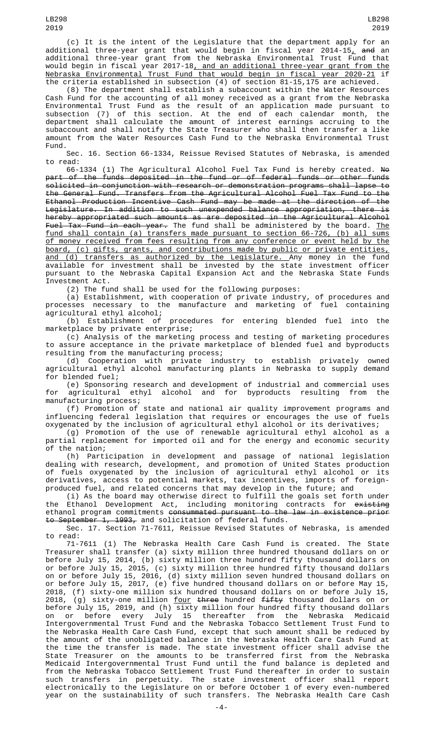(c) It is the intent of the Legislature that the department apply for an additional three-year grant that would begin in fiscal year 2014-15, and an additional three-year grant from the Nebraska Environmental Trust Fund that would begin in fiscal year 2017-18, and an additional three-year grant from the Nebraska Environmental Trust Fund that would begin in fiscal year 2020-21 if the criteria established in subsection (4) of section 81-15,175 are achieved.

(8) The department shall establish a subaccount within the Water Resources Cash Fund for the accounting of all money received as a grant from the Nebraska Environmental Trust Fund as the result of an application made pursuant to subsection (7) of this section. At the end of each calendar month, the department shall calculate the amount of interest earnings accruing to the subaccount and shall notify the State Treasurer who shall then transfer a like amount from the Water Resources Cash Fund to the Nebraska Environmental Trust Fund.

Sec. 16. Section 66-1334, Reissue Revised Statutes of Nebraska, is amended to read:

66-1334 (1) The Agricultural Alcohol Fuel Tax Fund is hereby created. No part of the funds deposited in the fund or of federal funds or other funds solicited in conjunction with research or demonstration programs shall lapse to the General Fund. Transfers from the Agricultural Alcohol Fuel Tax Fund to the Ethanol Production Incentive Cash Fund may be made at the direction of the Legislature. In addition to such unexpended balance appropriation, there is hereby appropriated such amounts as are deposited in the Agricultural Alcohol Fuel Tax Fund in each year. The fund shall be administered by the board. The fund shall contain (a) transfers made pursuant to section 66-726, (b) all sums of money received from fees resulting from any conference or event held by the board, (c) gifts, grants, and contributions made by public or private entities, and (d) transfers as authorized by the Legislature. Any money in the fund available for investment shall be invested by the state investment officer pursuant to the Nebraska Capital Expansion Act and the Nebraska State Funds Investment Act.

(2) The fund shall be used for the following purposes:

(a) Establishment, with cooperation of private industry, of procedures and processes necessary to the manufacture and marketing of fuel containing agricultural ethyl alcohol;

(b) Establishment of procedures for entering blended fuel into the marketplace by private enterprise;

(c) Analysis of the marketing process and testing of marketing procedures to assure acceptance in the private marketplace of blended fuel and byproducts resulting from the manufacturing process;

(d) Cooperation with private industry to establish privately owned agricultural ethyl alcohol manufacturing plants in Nebraska to supply demand for blended fuel;

(e) Sponsoring research and development of industrial and commercial uses for agricultural ethyl alcohol and for byproducts resulting from the manufacturing process;

(f) Promotion of state and national air quality improvement programs and influencing federal legislation that requires or encourages the use of fuels oxygenated by the inclusion of agricultural ethyl alcohol or its derivatives;

(g) Promotion of the use of renewable agricultural ethyl alcohol as a partial replacement for imported oil and for the energy and economic security of the nation;

(h) Participation in development and passage of national legislation dealing with research, development, and promotion of United States production of fuels oxygenated by the inclusion of agricultural ethyl alcohol or its derivatives, access to potential markets, tax incentives, imports of foreign-produced fuel, and related concerns that may develop in the future; and

(i) As the board may otherwise direct to fulfill the goals set forth under the Ethanol Development Act, including monitoring contracts for existing ethanol program commitments consummated pursuant to the law in existence prior to September 1, 1993, and solicitation of federal funds.

Sec. 17. Section 71-7611, Reissue Revised Statutes of Nebraska, is amended to read:

71-7611 (1) The Nebraska Health Care Cash Fund is created. The State Treasurer shall transfer (a) sixty million three hundred thousand dollars on or before July 15, 2014, (b) sixty million three hundred fifty thousand dollars on or before July 15, 2015, (c) sixty million three hundred fifty thousand dollars on or before July 15, 2016, (d) sixty million seven hundred thousand dollars on or before July 15, 2017, (e) five hundred thousand dollars on or before May 15, 2018, (f) sixty-one million six hundred thousand dollars on or before July 15, 2018, (g) sixty-one million four three hundred fifty thousand dollars on or before July 15, 2019, and (h) sixty million four hundred fifty thousand dollars on or before every July 15 thereafter from the Nebraska Medicaid Intergovernmental Trust Fund and the Nebraska Tobacco Settlement Trust Fund to the Nebraska Health Care Cash Fund, except that such amount shall be reduced by the amount of the unobligated balance in the Nebraska Health Care Cash Fund at the time the transfer is made. The state investment officer shall advise the State Treasurer on the amounts to be transferred first from the Nebraska Medicaid Intergovernmental Trust Fund until the fund balance is depleted and from the Nebraska Tobacco Settlement Trust Fund thereafter in order to sustain such transfers in perpetuity. The state investment officer shall report electronically to the Legislature on or before October 1 of every even-numbered year on the sustainability of such transfers. The Nebraska Health Care Cash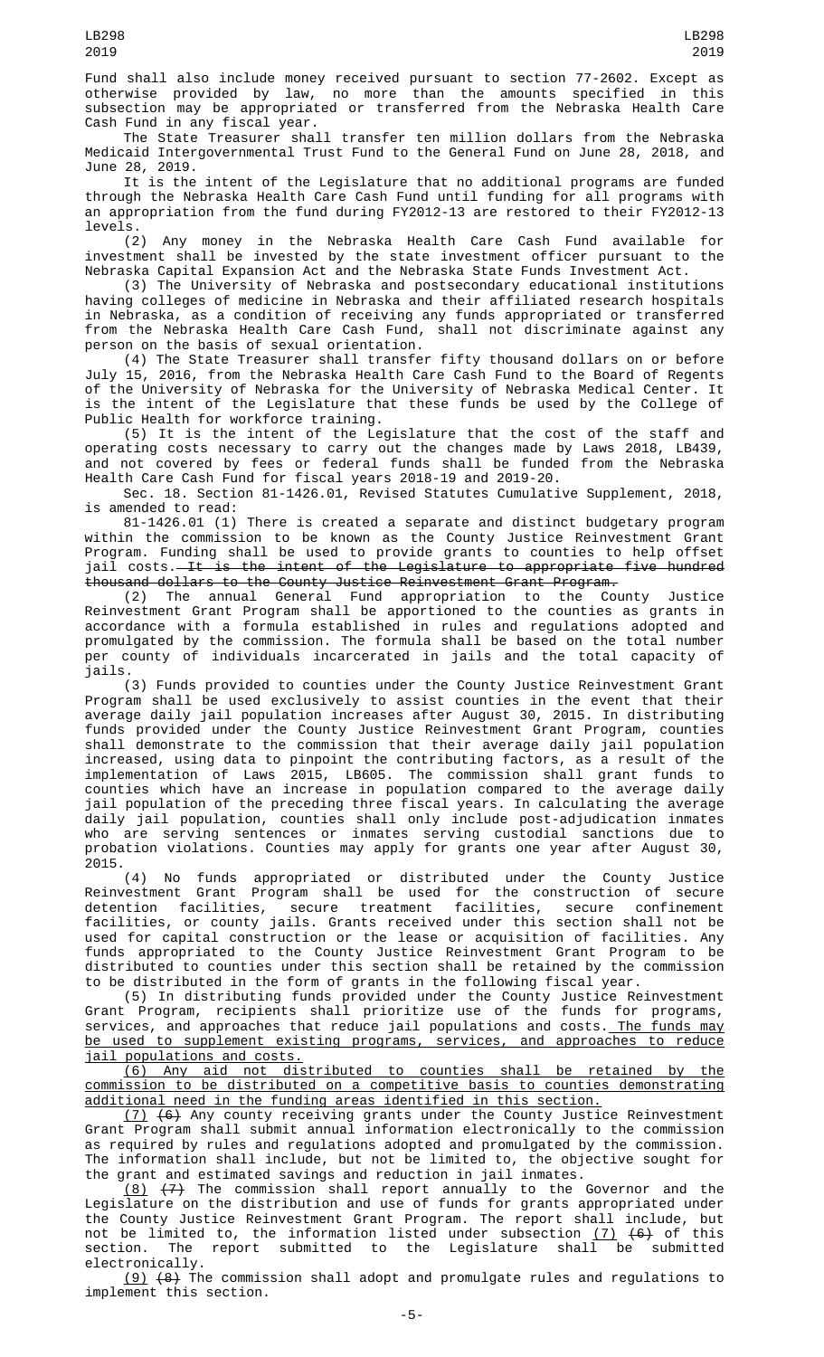Fund shall also include money received pursuant to section 77-2602. Except as otherwise provided by law, no more than the amounts specified in this subsection may be appropriated or transferred from the Nebraska Health Care Cash Fund in any fiscal year.

The State Treasurer shall transfer ten million dollars from the Nebraska Medicaid Intergovernmental Trust Fund to the General Fund on June 28, 2018, and June 28, 2019.

It is the intent of the Legislature that no additional programs are funded through the Nebraska Health Care Cash Fund until funding for all programs with an appropriation from the fund during FY2012-13 are restored to their FY2012-13 levels.

(2) Any money in the Nebraska Health Care Cash Fund available for investment shall be invested by the state investment officer pursuant to the Nebraska Capital Expansion Act and the Nebraska State Funds Investment Act.

(3) The University of Nebraska and postsecondary educational institutions having colleges of medicine in Nebraska and their affiliated research hospitals in Nebraska, as a condition of receiving any funds appropriated or transferred from the Nebraska Health Care Cash Fund, shall not discriminate against any person on the basis of sexual orientation.

(4) The State Treasurer shall transfer fifty thousand dollars on or before July 15, 2016, from the Nebraska Health Care Cash Fund to the Board of Regents of the University of Nebraska for the University of Nebraska Medical Center. It is the intent of the Legislature that these funds be used by the College of Public Health for workforce training.

(5) It is the intent of the Legislature that the cost of the staff and operating costs necessary to carry out the changes made by Laws 2018, LB439, and not covered by fees or federal funds shall be funded from the Nebraska Health Care Cash Fund for fiscal years 2018-19 and 2019-20.

Sec. 18. Section 81-1426.01, Revised Statutes Cumulative Supplement, 2018, is amended to read:

81-1426.01 (1) There is created a separate and distinct budgetary program within the commission to be known as the County Justice Reinvestment Grant Program. Funding shall be used to provide grants to counties to help offset jail costs. ~~It is the intent of the Legislature to appropriate five hundred thousand dollars to the County Justice Reinvestment Grant Program.~~

(2) The annual General Fund appropriation to the County Justice Reinvestment Grant Program shall be apportioned to the counties as grants in accordance with a formula established in rules and regulations adopted and promulgated by the commission. The formula shall be based on the total number per county of individuals incarcerated in jails and the total capacity of jails.

(3) Funds provided to counties under the County Justice Reinvestment Grant Program shall be used exclusively to assist counties in the event that their average daily jail population increases after August 30, 2015. In distributing funds provided under the County Justice Reinvestment Grant Program, counties shall demonstrate to the commission that their average daily jail population increased, using data to pinpoint the contributing factors, as a result of the implementation of Laws 2015, LB605. The commission shall grant funds to counties which have an increase in population compared to the average daily jail population of the preceding three fiscal years. In calculating the average daily jail population, counties shall only include post-adjudication inmates who are serving sentences or inmates serving custodial sanctions due to probation violations. Counties may apply for grants one year after August 30, 2015.

(4) No funds appropriated or distributed under the County Justice Reinvestment Grant Program shall be used for the construction of secure detention facilities, secure treatment facilities, secure confinement facilities, or county jails. Grants received under this section shall not be used for capital construction or the lease or acquisition of facilities. Any funds appropriated to the County Justice Reinvestment Grant Program to be distributed to counties under this section shall be retained by the commission to be distributed in the form of grants in the following fiscal year.

(5) In distributing funds provided under the County Justice Reinvestment Grant Program, recipients shall prioritize use of the funds for programs, services, and approaches that reduce jail populations and costs. <u>The funds may be used to supplement existing programs, services, and approaches to reduce jail populations and costs.</u>

<u>(6) Any aid not distributed to counties shall be retained by the commission to be distributed on a competitive basis to counties demonstrating additional need in the funding areas identified in this section.</u>

<u>(7)</u> ~~(6)~~ Any county receiving grants under the County Justice Reinvestment Grant Program shall submit annual information electronically to the commission as required by rules and regulations adopted and promulgated by the commission. The information shall include, but not be limited to, the objective sought for the grant and estimated savings and reduction in jail inmates.

<u>(8)</u> ~~(7)~~ The commission shall report annually to the Governor and the Legislature on the distribution and use of funds for grants appropriated under the County Justice Reinvestment Grant Program. The report shall include, but not be limited to, the information listed under subsection <u>(7)</u> ~~(6)~~ of this section. The report submitted to the Legislature shall be submitted electronically.

<u>(9)</u> ~~(8)~~ The commission shall adopt and promulgate rules and regulations to implement this section.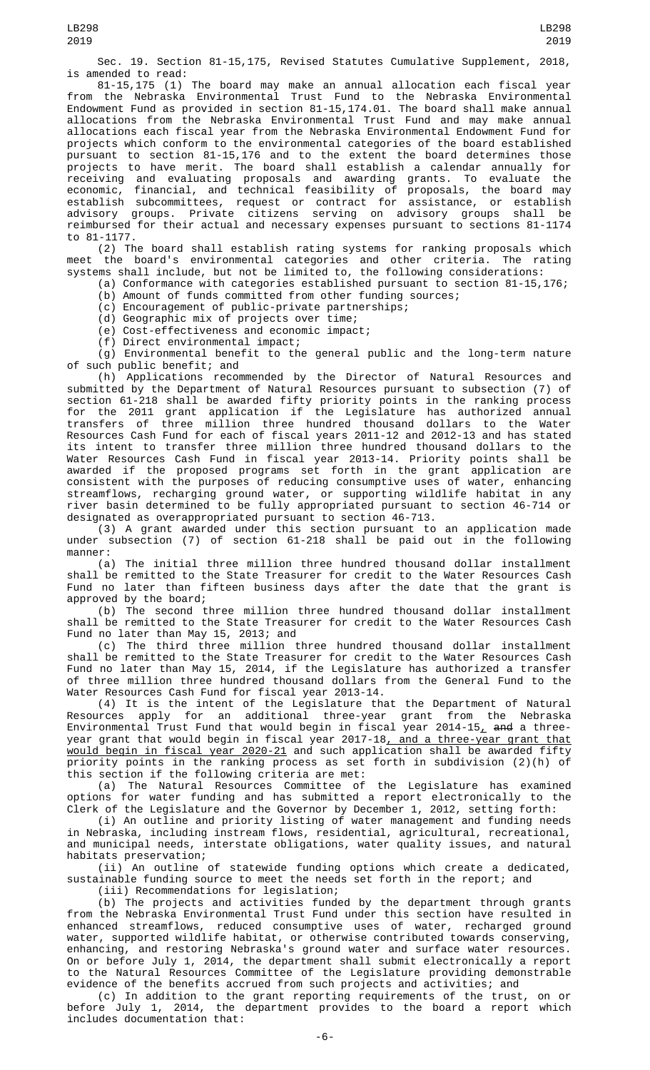Sec. 19. Section 81-15,175, Revised Statutes Cumulative Supplement, 2018, is amended to read:

81-15,175 (1) The board may make an annual allocation each fiscal year from the Nebraska Environmental Trust Fund to the Nebraska Environmental Endowment Fund as provided in section 81-15,174.01. The board shall make annual allocations from the Nebraska Environmental Trust Fund and may make annual allocations each fiscal year from the Nebraska Environmental Endowment Fund for projects which conform to the environmental categories of the board established pursuant to section 81-15,176 and to the extent the board determines those projects to have merit. The board shall establish a calendar annually for receiving and evaluating proposals and awarding grants. To evaluate the economic, financial, and technical feasibility of proposals, the board may establish subcommittees, request or contract for assistance, or establish advisory groups. Private citizens serving on advisory groups shall be reimbursed for their actual and necessary expenses pursuant to sections 81-1174 to 81-1177.

(2) The board shall establish rating systems for ranking proposals which meet the board's environmental categories and other criteria. The rating systems shall include, but not be limited to, the following considerations:

(a) Conformance with categories established pursuant to section 81-15,176;

(b) Amount of funds committed from other funding sources;

(c) Encouragement of public-private partnerships;

(d) Geographic mix of projects over time;

(e) Cost-effectiveness and economic impact;

(f) Direct environmental impact;

(g) Environmental benefit to the general public and the long-term nature of such public benefit; and

(h) Applications recommended by the Director of Natural Resources and submitted by the Department of Natural Resources pursuant to subsection (7) of section 61-218 shall be awarded fifty priority points in the ranking process for the 2011 grant application if the Legislature has authorized annual transfers of three million three hundred thousand dollars to the Water Resources Cash Fund for each of fiscal years 2011-12 and 2012-13 and has stated its intent to transfer three million three hundred thousand dollars to the Water Resources Cash Fund in fiscal year 2013-14. Priority points shall be awarded if the proposed programs set forth in the grant application are consistent with the purposes of reducing consumptive uses of water, enhancing streamflows, recharging ground water, or supporting wildlife habitat in any river basin determined to be fully appropriated pursuant to section 46-714 or designated as overappropriated pursuant to section 46-713.

(3) A grant awarded under this section pursuant to an application made under subsection (7) of section 61-218 shall be paid out in the following manner:

(a) The initial three million three hundred thousand dollar installment shall be remitted to the State Treasurer for credit to the Water Resources Cash Fund no later than fifteen business days after the date that the grant is approved by the board;

(b) The second three million three hundred thousand dollar installment shall be remitted to the State Treasurer for credit to the Water Resources Cash Fund no later than May 15, 2013; and

(c) The third three million three hundred thousand dollar installment shall be remitted to the State Treasurer for credit to the Water Resources Cash Fund no later than May 15, 2014, if the Legislature has authorized a transfer of three million three hundred thousand dollars from the General Fund to the Water Resources Cash Fund for fiscal year 2013-14.

(4) It is the intent of the Legislature that the Department of Natural Resources apply for an additional three-year grant from the Nebraska Environmental Trust Fund that would begin in fiscal year 2014-15, ~~and~~ a three-year grant that would begin in fiscal year 2017-18, and a three-year grant that would begin in fiscal year 2020-21 and such application shall be awarded fifty priority points in the ranking process as set forth in subdivision (2)(h) of this section if the following criteria are met:

(a) The Natural Resources Committee of the Legislature has examined options for water funding and has submitted a report electronically to the Clerk of the Legislature and the Governor by December 1, 2012, setting forth:

(i) An outline and priority listing of water management and funding needs in Nebraska, including instream flows, residential, agricultural, recreational, and municipal needs, interstate obligations, water quality issues, and natural habitats preservation;

(ii) An outline of statewide funding options which create a dedicated, sustainable funding source to meet the needs set forth in the report; and

(iii) Recommendations for legislation;

(b) The projects and activities funded by the department through grants from the Nebraska Environmental Trust Fund under this section have resulted in enhanced streamflows, reduced consumptive uses of water, recharged ground water, supported wildlife habitat, or otherwise contributed towards conserving, enhancing, and restoring Nebraska's ground water and surface water resources. On or before July 1, 2014, the department shall submit electronically a report to the Natural Resources Committee of the Legislature providing demonstrable evidence of the benefits accrued from such projects and activities; and

(c) In addition to the grant reporting requirements of the trust, on or before July 1, 2014, the department provides to the board a report which includes documentation that: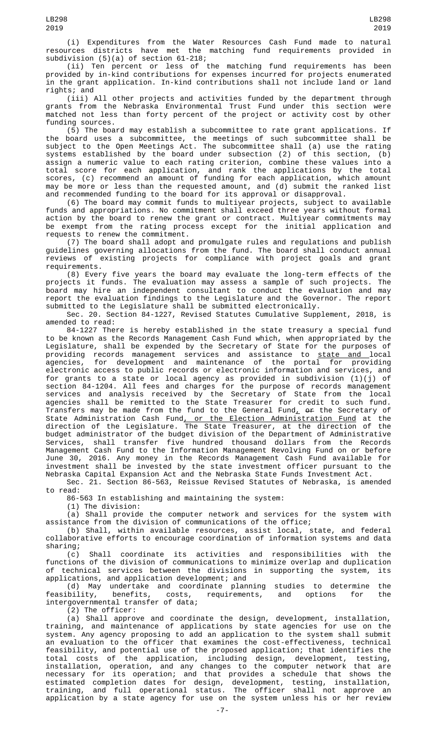(i) Expenditures from the Water Resources Cash Fund made to natural resources districts have met the matching fund requirements provided in subdivision (5)(a) of section 61-218;

(ii) Ten percent or less of the matching fund requirements has been provided by in-kind contributions for expenses incurred for projects enumerated in the grant application. In-kind contributions shall not include land or land rights; and

(iii) All other projects and activities funded by the department through grants from the Nebraska Environmental Trust Fund under this section were matched not less than forty percent of the project or activity cost by other funding sources.

(5) The board may establish a subcommittee to rate grant applications. If the board uses a subcommittee, the meetings of such subcommittee shall be subject to the Open Meetings Act. The subcommittee shall (a) use the rating systems established by the board under subsection (2) of this section, (b) assign a numeric value to each rating criterion, combine these values into a total score for each application, and rank the applications by the total scores, (c) recommend an amount of funding for each application, which amount may be more or less than the requested amount, and (d) submit the ranked list and recommended funding to the board for its approval or disapproval.

(6) The board may commit funds to multiyear projects, subject to available funds and appropriations. No commitment shall exceed three years without formal action by the board to renew the grant or contract. Multiyear commitments may be exempt from the rating process except for the initial application and requests to renew the commitment.

(7) The board shall adopt and promulgate rules and regulations and publish guidelines governing allocations from the fund. The board shall conduct annual reviews of existing projects for compliance with project goals and grant requirements.

(8) Every five years the board may evaluate the long-term effects of the projects it funds. The evaluation may assess a sample of such projects. The board may hire an independent consultant to conduct the evaluation and may report the evaluation findings to the Legislature and the Governor. The report submitted to the Legislature shall be submitted electronically.

Sec. 20. Section 84-1227, Revised Statutes Cumulative Supplement, 2018, is amended to read:

84-1227 There is hereby established in the state treasury a special fund to be known as the Records Management Cash Fund which, when appropriated by the Legislature, shall be expended by the Secretary of State for the purposes of providing records management services and assistance to state and local agencies, for development and maintenance of the portal for providing electronic access to public records or electronic information and services, and for grants to a state or local agency as provided in subdivision (1)(j) of section 84-1204. All fees and charges for the purpose of records management services and analysis received by the Secretary of State from the local agencies shall be remitted to the State Treasurer for credit to such fund. Transfers may be made from the fund to the General Fund, ~~or~~ the Secretary of State Administration Cash Fund, or the Election Administration Fund at the direction of the Legislature. The State Treasurer, at the direction of the budget administrator of the budget division of the Department of Administrative Services, shall transfer five hundred thousand dollars from the Records Management Cash Fund to the Information Management Revolving Fund on or before June 30, 2016. Any money in the Records Management Cash Fund available for investment shall be invested by the state investment officer pursuant to the Nebraska Capital Expansion Act and the Nebraska State Funds Investment Act.

Sec. 21. Section 86-563, Reissue Revised Statutes of Nebraska, is amended to read:

86-563 In establishing and maintaining the system:

(1) The division:

(a) Shall provide the computer network and services for the system with assistance from the division of communications of the office;

(b) Shall, within available resources, assist local, state, and federal collaborative efforts to encourage coordination of information systems and data sharing;

(c) Shall coordinate its activities and responsibilities with the functions of the division of communications to minimize overlap and duplication of technical services between the divisions in supporting the system, its applications, and application development; and

(d) May undertake and coordinate planning studies to determine the feasibility, benefits, costs, requirements, and options for the intergovernmental transfer of data;

(2) The officer:

(a) Shall approve and coordinate the design, development, installation, training, and maintenance of applications by state agencies for use on the system. Any agency proposing to add an application to the system shall submit an evaluation to the officer that examines the cost-effectiveness, technical feasibility, and potential use of the proposed application; that identifies the total costs of the application, including design, development, testing, installation, operation, and any changes to the computer network that are necessary for its operation; and that provides a schedule that shows the estimated completion dates for design, development, testing, installation, training, and full operational status. The officer shall not approve an application by a state agency for use on the system unless his or her review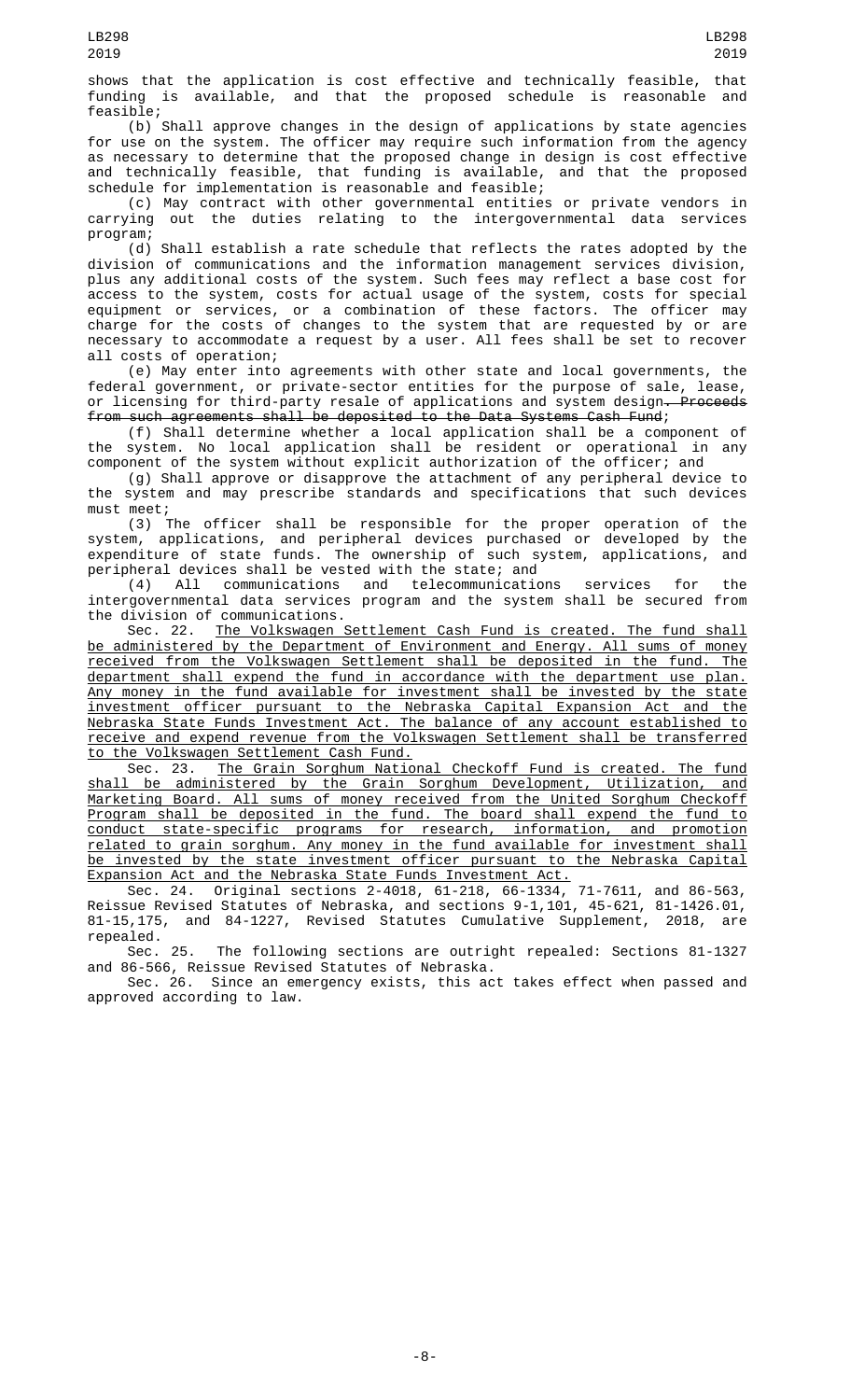shows that the application is cost effective and technically feasible, that funding is available, and that the proposed schedule is reasonable and feasible;

(b) Shall approve changes in the design of applications by state agencies for use on the system. The officer may require such information from the agency as necessary to determine that the proposed change in design is cost effective and technically feasible, that funding is available, and that the proposed schedule for implementation is reasonable and feasible;

(c) May contract with other governmental entities or private vendors in carrying out the duties relating to the intergovernmental data services program;

(d) Shall establish a rate schedule that reflects the rates adopted by the division of communications and the information management services division, plus any additional costs of the system. Such fees may reflect a base cost for access to the system, costs for actual usage of the system, costs for special equipment or services, or a combination of these factors. The officer may charge for the costs of changes to the system that are requested by or are necessary to accommodate a request by a user. All fees shall be set to recover all costs of operation;

(e) May enter into agreements with other state and local governments, the federal government, or private-sector entities for the purpose of sale, lease, or licensing for third-party resale of applications and system design~~. Proceeds from such agreements shall be deposited to the Data Systems Cash Fund~~;

(f) Shall determine whether a local application shall be a component of the system. No local application shall be resident or operational in any component of the system without explicit authorization of the officer; and

(g) Shall approve or disapprove the attachment of any peripheral device to the system and may prescribe standards and specifications that such devices must meet;

(3) The officer shall be responsible for the proper operation of the system, applications, and peripheral devices purchased or developed by the expenditure of state funds. The ownership of such system, applications, and peripheral devices shall be vested with the state; and

(4) All communications and telecommunications services for the intergovernmental data services program and the system shall be secured from the division of communications.

Sec. 22. The Volkswagen Settlement Cash Fund is created. The fund shall be administered by the Department of Environment and Energy. All sums of money received from the Volkswagen Settlement shall be deposited in the fund. The department shall expend the fund in accordance with the department use plan. Any money in the fund available for investment shall be invested by the state investment officer pursuant to the Nebraska Capital Expansion Act and the Nebraska State Funds Investment Act. The balance of any account established to receive and expend revenue from the Volkswagen Settlement shall be transferred to the Volkswagen Settlement Cash Fund.

Sec. 23. The Grain Sorghum National Checkoff Fund is created. The fund shall be administered by the Grain Sorghum Development, Utilization, and Marketing Board. All sums of money received from the United Sorghum Checkoff Program shall be deposited in the fund. The board shall expend the fund to conduct state-specific programs for research, information, and promotion related to grain sorghum. Any money in the fund available for investment shall be invested by the state investment officer pursuant to the Nebraska Capital Expansion Act and the Nebraska State Funds Investment Act.

Sec. 24. Original sections 2-4018, 61-218, 66-1334, 71-7611, and 86-563, Reissue Revised Statutes of Nebraska, and sections 9-1,101, 45-621, 81-1426.01, 81-15,175, and 84-1227, Revised Statutes Cumulative Supplement, 2018, are repealed.

Sec. 25. The following sections are outright repealed: Sections 81-1327 and 86-566, Reissue Revised Statutes of Nebraska.

Sec. 26. Since an emergency exists, this act takes effect when passed and approved according to law.